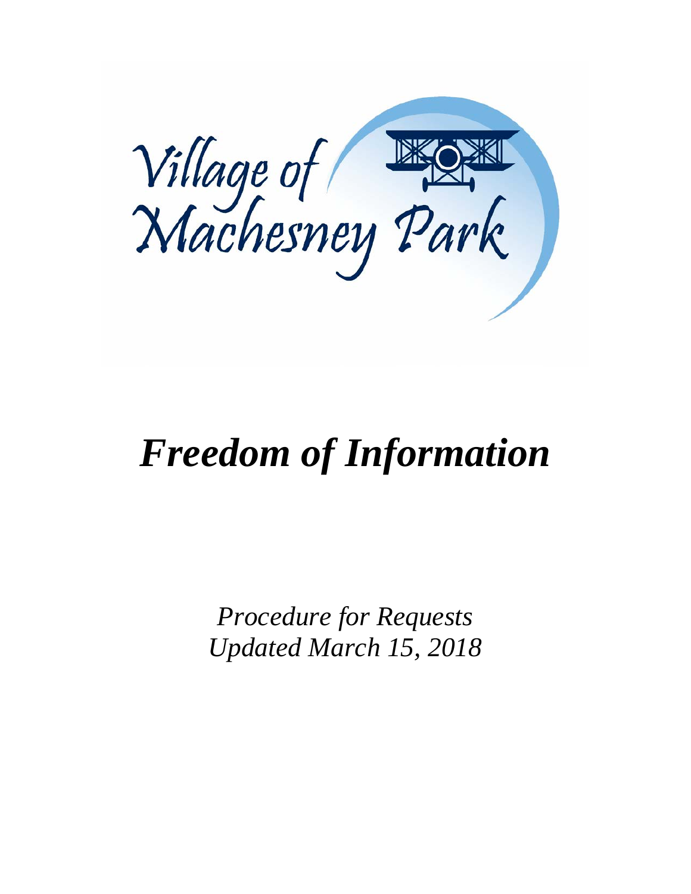Village of Machesney Park

# *Freedom of Information*

*Procedure for Requests*
*Updated March 15, 2018*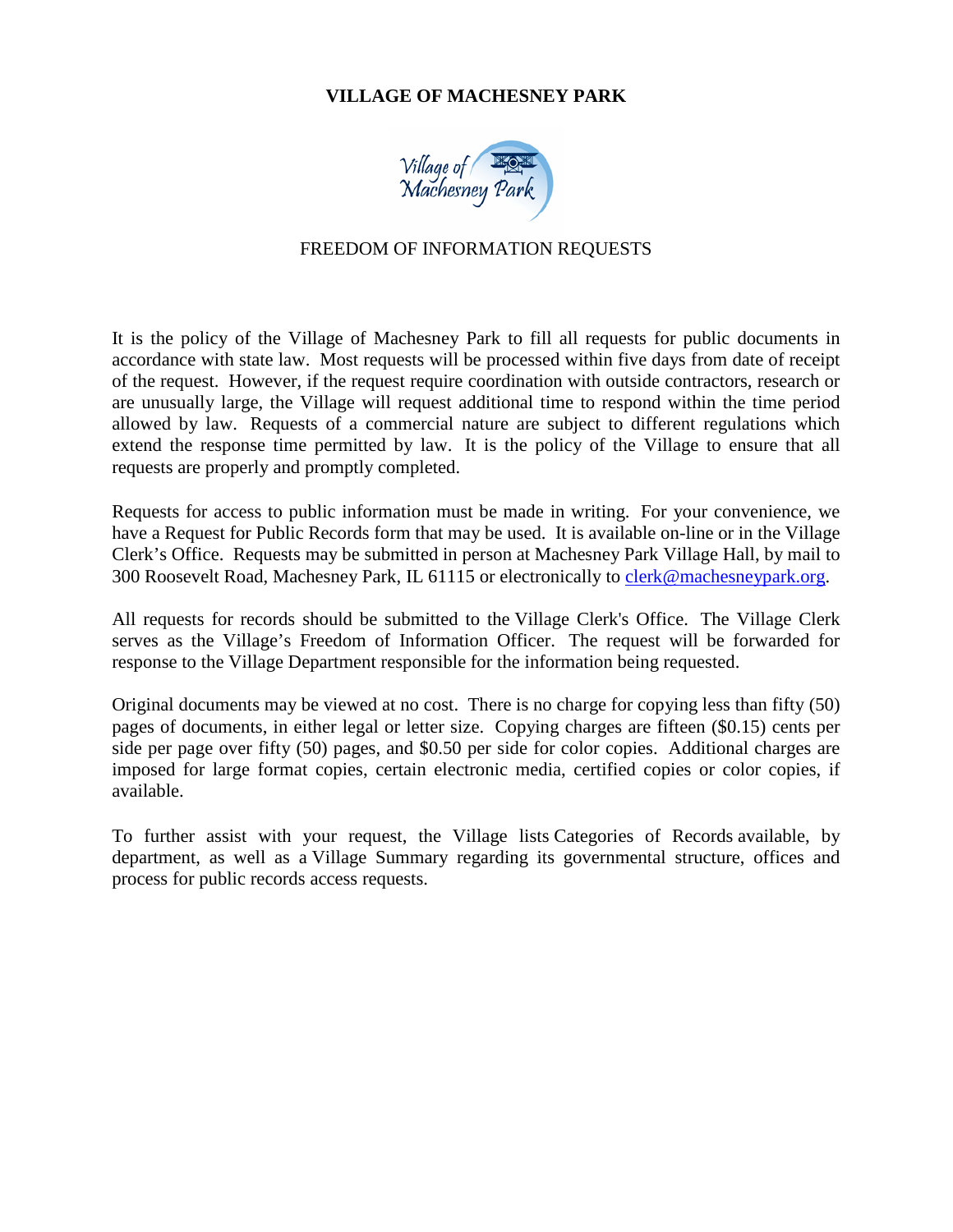# VILLAGE OF MACHESNEY PARK

## FREEDOM OF INFORMATION REQUESTS

It is the policy of the Village of Machesney Park to fill all requests for public documents in accordance with state law. Most requests will be processed within five days from date of receipt of the request. However, if the request require coordination with outside contractors, research or are unusually large, the Village will request additional time to respond within the time period allowed by law. Requests of a commercial nature are subject to different regulations which extend the response time permitted by law. It is the policy of the Village to ensure that all requests are properly and promptly completed.

Requests for access to public information must be made in writing. For your convenience, we have a Request for Public Records form that may be used. It is available on-line or in the Village Clerk's Office. Requests may be submitted in person at Machesney Park Village Hall, by mail to 300 Roosevelt Road, Machesney Park, IL 61115 or electronically to clerk@machesneypark.org.

All requests for records should be submitted to the Village Clerk's Office. The Village Clerk serves as the Village's Freedom of Information Officer. The request will be forwarded for response to the Village Department responsible for the information being requested.

Original documents may be viewed at no cost. There is no charge for copying less than fifty (50) pages of documents, in either legal or letter size. Copying charges are fifteen ($0.15) cents per side per page over fifty (50) pages, and $0.50 per side for color copies. Additional charges are imposed for large format copies, certain electronic media, certified copies or color copies, if available.

To further assist with your request, the Village lists Categories of Records available, by department, as well as a Village Summary regarding its governmental structure, offices and process for public records access requests.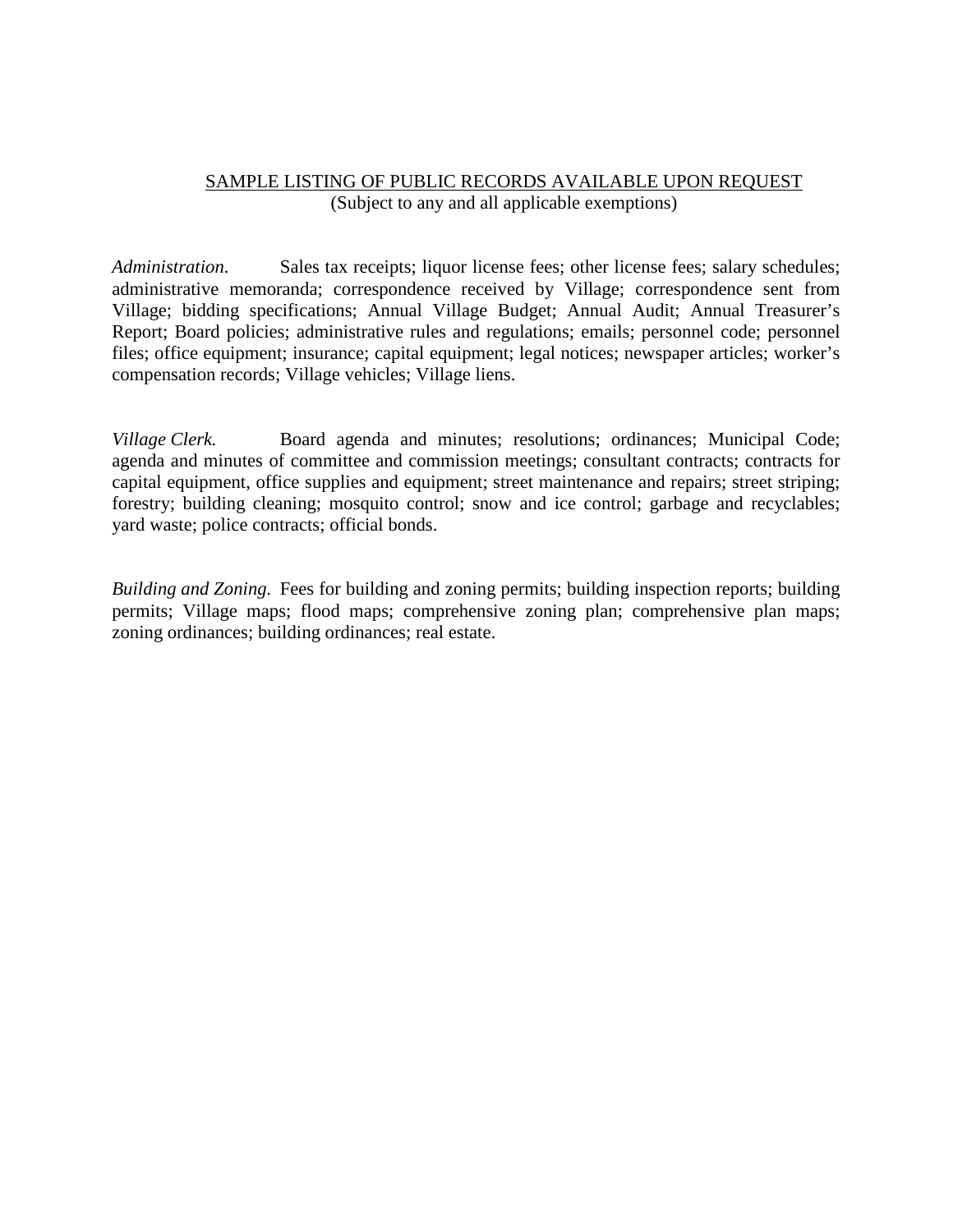## <u>SAMPLE LISTING OF PUBLIC RECORDS AVAILABLE UPON REQUEST</u>

(Subject to any and all applicable exemptions)

*Administration*. Sales tax receipts; liquor license fees; other license fees; salary schedules; administrative memoranda; correspondence received by Village; correspondence sent from Village; bidding specifications; Annual Village Budget; Annual Audit; Annual Treasurer's Report; Board policies; administrative rules and regulations; emails; personnel code; personnel files; office equipment; insurance; capital equipment; legal notices; newspaper articles; worker's compensation records; Village vehicles; Village liens.

*Village Clerk.* Board agenda and minutes; resolutions; ordinances; Municipal Code; agenda and minutes of committee and commission meetings; consultant contracts; contracts for capital equipment, office supplies and equipment; street maintenance and repairs; street striping; forestry; building cleaning; mosquito control; snow and ice control; garbage and recyclables; yard waste; police contracts; official bonds.

*Building and Zoning.* Fees for building and zoning permits; building inspection reports; building permits; Village maps; flood maps; comprehensive zoning plan; comprehensive plan maps; zoning ordinances; building ordinances; real estate.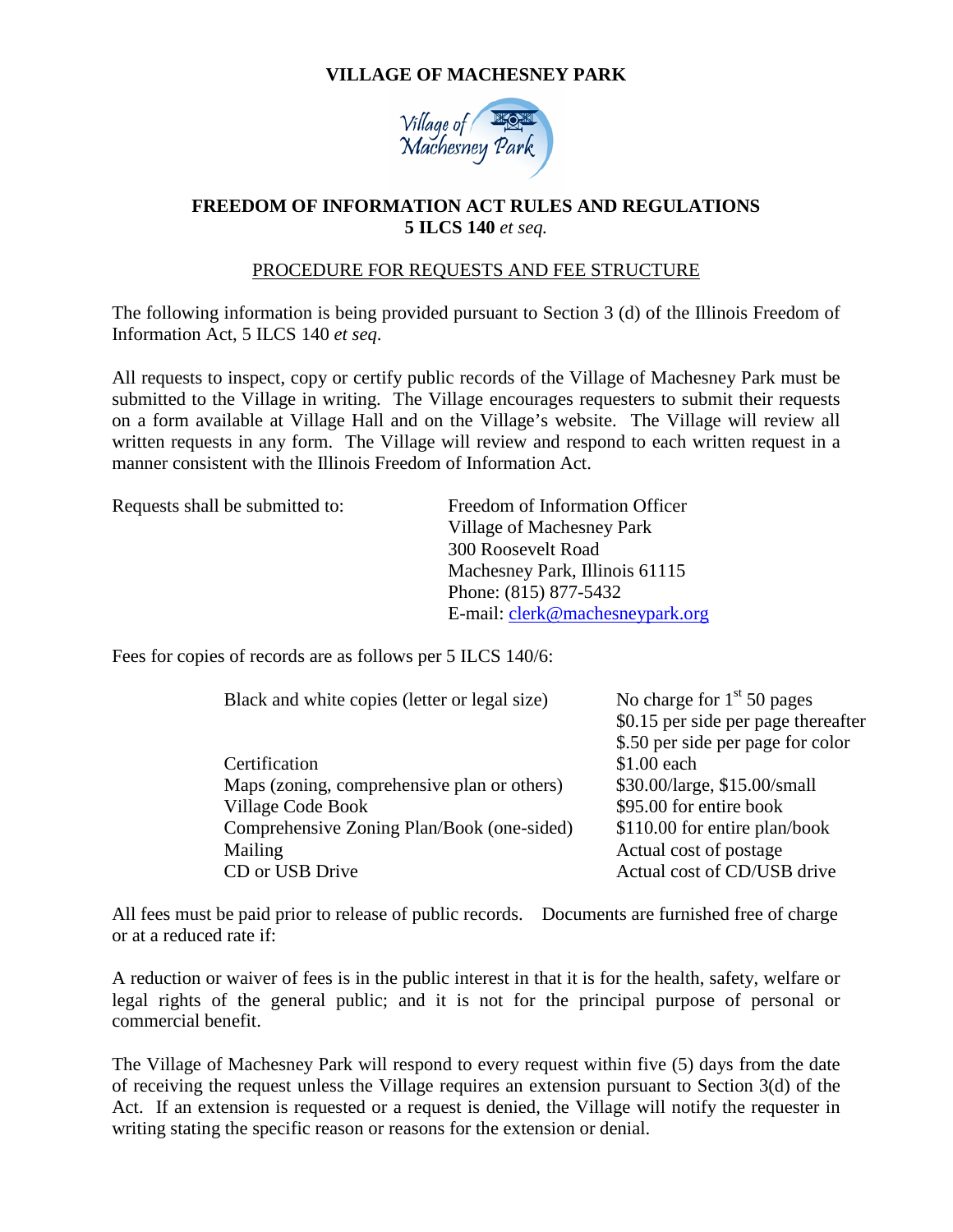# VILLAGE OF MACHESNEY PARK

## FREEDOM OF INFORMATION ACT RULES AND REGULATIONS
**5 ILCS 140** *et seq.*

### PROCEDURE FOR REQUESTS AND FEE STRUCTURE

The following information is being provided pursuant to Section 3 (d) of the Illinois Freedom of Information Act, 5 ILCS 140 *et seq*.

All requests to inspect, copy or certify public records of the Village of Machesney Park must be submitted to the Village in writing. The Village encourages requesters to submit their requests on a form available at Village Hall and on the Village's website. The Village will review all written requests in any form. The Village will review and respond to each written request in a manner consistent with the Illinois Freedom of Information Act.

Requests shall be submitted to:

Freedom of Information Officer
Village of Machesney Park
300 Roosevelt Road
Machesney Park, Illinois 61115
Phone: (815) 877-5432
E-mail: clerk@machesneypark.org

Fees for copies of records are as follows per 5 ILCS 140/6:

| | |
|---|---|
| Black and white copies (letter or legal size) | No charge for 1st 50 pages<br>$0.15 per side per page thereafter<br>$.50 per side per page for color |
| Certification | $1.00 each |
| Maps (zoning, comprehensive plan or others) | $30.00/large, $15.00/small |
| Village Code Book | $95.00 for entire book |
| Comprehensive Zoning Plan/Book (one-sided) | $110.00 for entire plan/book |
| Mailing | Actual cost of postage |
| CD or USB Drive | Actual cost of CD/USB drive |

All fees must be paid prior to release of public records. Documents are furnished free of charge or at a reduced rate if:

A reduction or waiver of fees is in the public interest in that it is for the health, safety, welfare or legal rights of the general public; and it is not for the principal purpose of personal or commercial benefit.

The Village of Machesney Park will respond to every request within five (5) days from the date of receiving the request unless the Village requires an extension pursuant to Section 3(d) of the Act. If an extension is requested or a request is denied, the Village will notify the requester in writing stating the specific reason or reasons for the extension or denial.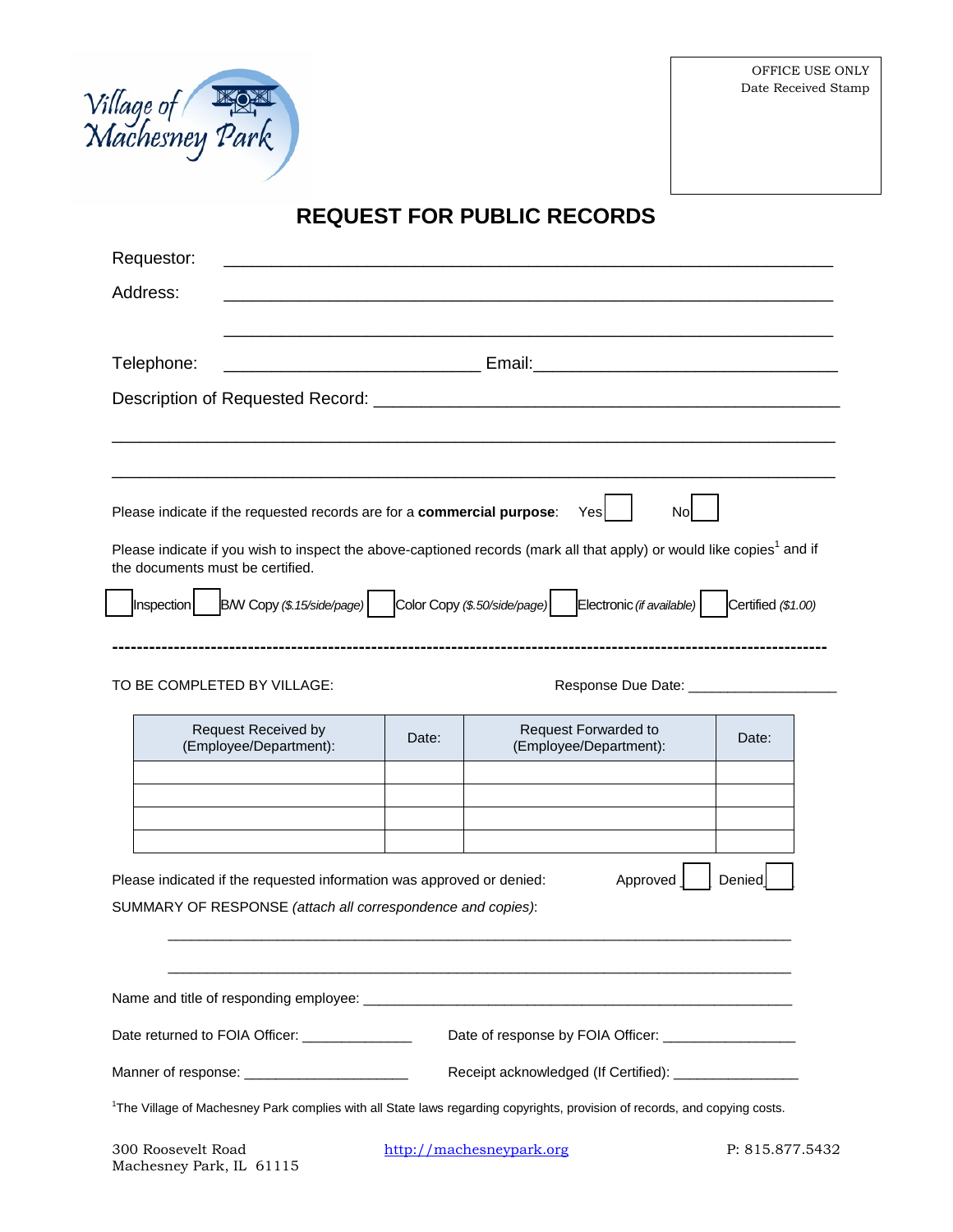Village of Machesney Park

OFFICE USE ONLY
Date Received Stamp

# REQUEST FOR PUBLIC RECORDS

Requestor: ___________________________________________________________

Address: ___________________________________________________________

___________________________________________________________

Telephone: ___________________________ Email: ________________________________

Description of Requested Record: ________________________________________________

___________________________________________________________________________

___________________________________________________________________________

Please indicate if the requested records are for a **commercial purpose**: Yes ☐ No ☐

Please indicate if you wish to inspect the above-captioned records (mark all that apply) or would like copies[1] and if the documents must be certified.

☐ Inspection ☐ B/W Copy *($.15/side/page)* ☐ Color Copy *($.50/side/page)* ☐ Electronic *(if available)* ☐ Certified *($1.00)*

---

TO BE COMPLETED BY VILLAGE: Response Due Date: ___________________

| Request Received by (Employee/Department): | Date: | Request Forwarded to (Employee/Department): | Date: |
|---|---|---|---|
| | | | |
| | | | |
| | | | |
| | | | |

Please indicated if the requested information was approved or denied: Approved ☐ Denied ☐

SUMMARY OF RESPONSE *(attach all correspondence and copies)*:

_____________________________________________________________________________

_____________________________________________________________________________

Name and title of responding employee: _______________________________________________

Date returned to FOIA Officer: ______________ Date of response by FOIA Officer: ________________

Manner of response: _____________________ Receipt acknowledged (If Certified): ________________

[1]The Village of Machesney Park complies with all State laws regarding copyrights, provision of records, and copying costs.

300 Roosevelt Road
Machesney Park, IL 61115

http://machesneypark.org

P: 815.877.5432